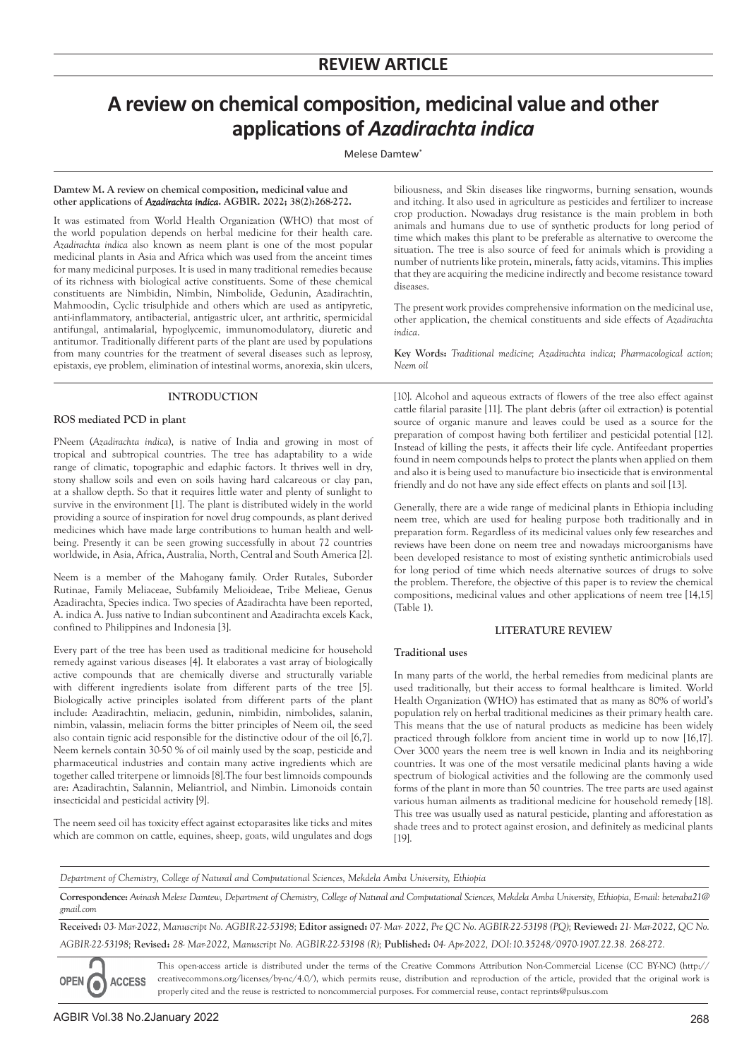## REVIEW ARTICLE

# A review on chemical composition, medicinal value and other applications of *Azadirachta indica*

Melese Damtew*

**Damtew M. A review on chemical composition, medicinal value and other applications of *Azadirachta indica*. AGBIR. 2022; 38(2):268-272.**

It was estimated from World Health Organization (WHO) that most of the world population depends on herbal medicine for their health care. *Azadirachta indica* also known as neem plant is one of the most popular medicinal plants in Asia and Africa which was used from the anceint times for many medicinal purposes. It is used in many traditional remedies because of its richness with biological active constituents. Some of these chemical constituents are Nimbidin, Nimbin, Nimbolide, Gedunin, Azadirachtin, Mahmoodin, Cyclic trisulphide and others which are used as antipyretic, anti-inflammatory, antibacterial, antigastric ulcer, ant arthritic, spermicidal antifungal, antimalarial, hypoglycemic, immunomodulatory, diuretic and antitumor. Traditionally different parts of the plant are used by populations from many countries for the treatment of several diseases such as leprosy, epistaxis, eye problem, elimination of intestinal worms, anorexia, skin ulcers, biliousness, and Skin diseases like ringworms, burning sensation, wounds and itching. It also used in agriculture as pesticides and fertilizer to increase crop production. Nowadays drug resistance is the main problem in both animals and humans due to use of synthetic products for long period of time which makes this plant to be preferable as alternative to overcome the situation. The tree is also source of feed for animals which is providing a number of nutrients like protein, minerals, fatty acids, vitamins. This implies that they are acquiring the medicine indirectly and become resistance toward diseases.

The present work provides comprehensive information on the medicinal use, other application, the chemical constituents and side effects of *Azadirachta indica*.

**Key Words:** *Traditional medicine; Azadirachta indica; Pharmacological action; Neem oil*

## INTRODUCTION

### ROS mediated PCD in plant

PNeem (*Azadirachta indica*), is native of India and growing in most of tropical and subtropical countries. The tree has adaptability to a wide range of climatic, topographic and edaphic factors. It thrives well in dry, stony shallow soils and even on soils having hard calcareous or clay pan, at a shallow depth. So that it requires little water and plenty of sunlight to survive in the environment [1]. The plant is distributed widely in the world providing a source of inspiration for novel drug compounds, as plant derived medicines which have made large contributions to human health and well-being. Presently it can be seen growing successfully in about 72 countries worldwide, in Asia, Africa, Australia, North, Central and South America [2].

Neem is a member of the Mahogany family. Order Rutales, Suborder Rutinae, Family Meliaceae, Subfamily Melioideae, Tribe Melieae, Genus Azadirachta, Species indica. Two species of Azadirachta have been reported, A. indica A. Juss native to Indian subcontinent and Azadirachta excels Kack, confined to Philippines and Indonesia [3].

Every part of the tree has been used as traditional medicine for household remedy against various diseases [4]. It elaborates a vast array of biologically active compounds that are chemically diverse and structurally variable with different ingredients isolate from different parts of the tree [5]. Biologically active principles isolated from different parts of the plant include: Azadirachtin, meliacin, gedunin, nimbidin, nimbolides, salanin, nimbin, valassin, meliacin forms the bitter principles of Neem oil, the seed also contain tignic acid responsible for the distinctive odour of the oil [6,7]. Neem kernels contain 30-50 % of oil mainly used by the soap, pesticide and pharmaceutical industries and contain many active ingredients which are together called triterpene or limnoids [8].The four best limnoids compounds are: Azadirachtin, Salannin, Meliantriol, and Nimbin. Limonoids contain insecticidal and pesticidal activity [9].

The neem seed oil has toxicity effect against ectoparasites like ticks and mites which are common on cattle, equines, sheep, goats, wild ungulates and dogs [10]. Alcohol and aqueous extracts of flowers of the tree also effect against cattle filarial parasite [11]. The plant debris (after oil extraction) is potential source of organic manure and leaves could be used as a source for the preparation of compost having both fertilizer and pesticidal potential [12]. Instead of killing the pests, it affects their life cycle. Antifeedant properties found in neem compounds helps to protect the plants when applied on them and also it is being used to manufacture bio insecticide that is environmental friendly and do not have any side effect effects on plants and soil [13].

Generally, there are a wide range of medicinal plants in Ethiopia including neem tree, which are used for healing purpose both traditionally and in preparation form. Regardless of its medicinal values only few researches and reviews have been done on neem tree and nowadays microorganisms have been developed resistance to most of existing synthetic antimicrobials used for long period of time which needs alternative sources of drugs to solve the problem. Therefore, the objective of this paper is to review the chemical compositions, medicinal values and other applications of neem tree [14,15] (Table 1).

## LITERATURE REVIEW

### Traditional uses

In many parts of the world, the herbal remedies from medicinal plants are used traditionally, but their access to formal healthcare is limited. World Health Organization (WHO) has estimated that as many as 80% of world's population rely on herbal traditional medicines as their primary health care. This means that the use of natural products as medicine has been widely practiced through folklore from ancient time in world up to now [16,17]. Over 3000 years the neem tree is well known in India and its neighboring countries. It was one of the most versatile medicinal plants having a wide spectrum of biological activities and the following are the commonly used forms of the plant in more than 50 countries. The tree parts are used against various human ailments as traditional medicine for household remedy [18]. This tree was usually used as natural pesticide, planting and afforestation as shade trees and to protect against erosion, and definitely as medicinal plants [19].

*Department of Chemistry, College of Natural and Computational Sciences, Mekdela Amba University, Ethiopia*

**Correspondence:** *Avinash Melese Damtew, Department of Chemistry, College of Natural and Computational Sciences, Mekdela Amba University, Ethiopia, E-mail: beteraba21@gmail.com*

**Received:** *03- Mar-2022, Manuscript No. AGBIR-22-53198;* **Editor assigned:** *07- Mar- 2022, Pre QC No. AGBIR-22-53198 (PQ);* **Reviewed:** *21- Mar-2022, QC No. AGBIR-22-53198;* **Revised:** *28- Mar-2022, Manuscript No. AGBIR-22-53198 (R);* **Published:** *04- Apr-2022, DOI:10.35248/0970-1907.22.38. 268-272.*

This open-access article is distributed under the terms of the Creative Commons Attribution Non-Commercial License (CC BY-NC) (http://creativecommons.org/licenses/by-nc/4.0/), which permits reuse, distribution and reproduction of the article, provided that the original work is properly cited and the reuse is restricted to noncommercial purposes. For commercial reuse, contact reprints@pulsus.com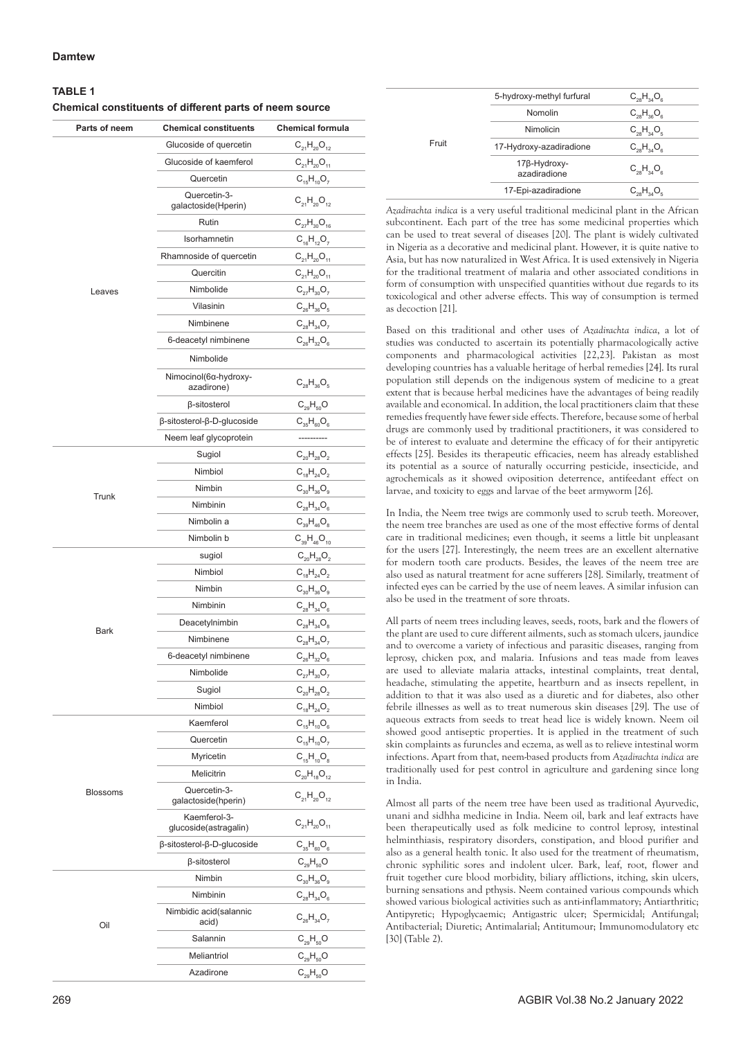**TABLE 1**

**Chemical constituents of different parts of neem source**

| Parts of neem | Chemical constituents | Chemical formula |
|---|---|---|
| Leaves | Glucoside of quercetin | $C_{21}H_{20}O_{12}$ |
| | Glucoside of kaemferol | $C_{21}H_{20}O_{11}$ |
| | Quercetin | $C_{15}H_{10}O_{7}$ |
| | Quercetin-3-galactoside(Hperin) | $C_{21}H_{20}O_{12}$ |
| | Rutin | $C_{27}H_{30}O_{16}$ |
| | Isorhamnetin | $C_{16}H_{12}O_{7}$ |
| | Rhamnoside of quercetin | $C_{21}H_{20}O_{11}$ |
| | Quercitin | $C_{21}H_{20}O_{11}$ |
| | Nimbolide | $C_{27}H_{30}O_{7}$ |
| | Vilasinin | $C_{26}H_{36}O_{5}$ |
| | Nimbinene | $C_{28}H_{34}O_{7}$ |
| | 6-deacetyl nimbinene | $C_{26}H_{32}O_{6}$ |
| | Nimbolide | |
| | Nimocinol(6α-hydroxy-azadirone) | $C_{28}H_{36}O_{5}$ |
| | β-sitosterol | $C_{29}H_{50}O$ |
| | β-sitosterol-β-D-glucoside | $C_{35}H_{60}O_{6}$ |
| | Neem leaf glycoprotein | ---------- |
| Trunk | Sugiol | $C_{20}H_{28}O_{2}$ |
| | Nimbiol | $C_{18}H_{24}O_{2}$ |
| | Nimbin | $C_{30}H_{36}O_{9}$ |
| | Nimbinin | $C_{28}H_{34}O_{6}$ |
| | Nimbolin a | $C_{39}H_{46}O_{8}$ |
| | Nimbolin b | $C_{39}H_{46}O_{10}$ |
| Bark | sugiol | $C_{20}H_{28}O_{2}$ |
| | Nimbiol | $C_{18}H_{24}O_{2}$ |
| | Nimbin | $C_{30}H_{36}O_{9}$ |
| | Nimbinin | $C_{28}H_{34}O_{6}$ |
| | Deacetylnimbin | $C_{28}H_{34}O_{8}$ |
| | Nimbinene | $C_{28}H_{34}O_{7}$ |
| | 6-deacetyl nimbinene | $C_{26}H_{32}O_{6}$ |
| | Nimbolide | $C_{27}H_{30}O_{7}$ |
| | Sugiol | $C_{20}H_{28}O_{2}$ |
| | Nimbiol | $C_{18}H_{24}O_{2}$ |
| Blossoms | Kaemferol | $C_{15}H_{10}O_{6}$ |
| | Quercetin | $C_{15}H_{10}O_{7}$ |
| | Myricetin | $C_{15}H_{10}O_{8}$ |
| | Melicitrin | $C_{20}H_{18}O_{12}$ |
| | Quercetin-3-galactoside(hperin) | $C_{21}H_{20}O_{12}$ |
| | Kaemferol-3-glucoside(astragalin) | $C_{21}H_{20}O_{11}$ |
| | β-sitosterol-β-D-glucoside | $C_{35}H_{60}O_{6}$ |
| | β-sitosterol | $C_{29}H_{50}O$ |
| Oil | Nimbin | $C_{30}H_{36}O_{9}$ |
| | Nimbinin | $C_{28}H_{34}O_{6}$ |
| | Nimbidic acid(salannic acid) | $C_{26}H_{34}O_{7}$ |
| | Salannin | $C_{29}H_{50}O$ |
| | Meliantriol | $C_{29}H_{50}O$ |
| | Azadirone | $C_{29}H_{50}O$ |
| Fruit | 5-hydroxy-methyl furfural | $C_{28}H_{34}O_{6}$ |
| | Nomolin | $C_{28}H_{36}O_{6}$ |
| | Nimolicin | $C_{28}H_{34}O_{5}$ |
| | 17-Hydroxy-azadiradione | $C_{28}H_{34}O_{6}$ |
| | 17β-Hydroxy-azadiradione | $C_{28}H_{34}O_{6}$ |
| | 17-Epi-azadiradione | $C_{28}H_{34}O_{5}$ |

*Azadirachta indica* is a very useful traditional medicinal plant in the African subcontinent. Each part of the tree has some medicinal properties which can be used to treat several of diseases [20]. The plant is widely cultivated in Nigeria as a decorative and medicinal plant. However, it is quite native to Asia, but has now naturalized in West Africa. It is used extensively in Nigeria for the traditional treatment of malaria and other associated conditions in form of consumption with unspecified quantities without due regards to its toxicological and other adverse effects. This way of consumption is termed as decoction [21].

Based on this traditional and other uses of *Azadirachta indica*, a lot of studies was conducted to ascertain its potentially pharmacologically active components and pharmacological activities [22,23]. Pakistan as most developing countries has a valuable heritage of herbal remedies [24]. Its rural population still depends on the indigenous system of medicine to a great extent that is because herbal medicines have the advantages of being readily available and economical. In addition, the local practitioners claim that these remedies frequently have fewer side effects. Therefore, because some of herbal drugs are commonly used by traditional practitioners, it was considered to be of interest to evaluate and determine the efficacy of for their antipyretic effects [25]. Besides its therapeutic efficacies, neem has already established its potential as a source of naturally occurring pesticide, insecticide, and agrochemicals as it showed oviposition deterrence, antifeedant effect on larvae, and toxicity to eggs and larvae of the beet armyworm [26].

In India, the Neem tree twigs are commonly used to scrub teeth. Moreover, the neem tree branches are used as one of the most effective forms of dental care in traditional medicines; even though, it seems a little bit unpleasant for the users [27]. Interestingly, the neem trees are an excellent alternative for modern tooth care products. Besides, the leaves of the neem tree are also used as natural treatment for acne sufferers [28]. Similarly, treatment of infected eyes can be carried by the use of neem leaves. A similar infusion can also be used in the treatment of sore throats.

All parts of neem trees including leaves, seeds, roots, bark and the flowers of the plant are used to cure different ailments, such as stomach ulcers, jaundice and to overcome a variety of infectious and parasitic diseases, ranging from leprosy, chicken pox, and malaria. Infusions and teas made from leaves are used to alleviate malaria attacks, intestinal complaints, treat dental, headache, stimulating the appetite, heartburn and as insects repellent, in addition to that it was also used as a diuretic and for diabetes, also other febrile illnesses as well as to treat numerous skin diseases [29]. The use of aqueous extracts from seeds to treat head lice is widely known. Neem oil showed good antiseptic properties. It is applied in the treatment of such skin complaints as furuncles and eczema, as well as to relieve intestinal worm infections. Apart from that, neem-based products from *Azadirachta indica* are traditionally used for pest control in agriculture and gardening since long in India.

Almost all parts of the neem tree have been used as traditional Ayurvedic, unani and sidhha medicine in India. Neem oil, bark and leaf extracts have been therapeutically used as folk medicine to control leprosy, intestinal helminthiasis, respiratory disorders, constipation, and blood purifier and also as a general health tonic. It also used for the treatment of rheumatism, chronic syphilitic sores and indolent ulcer. Bark, leaf, root, flower and fruit together cure blood morbidity, biliary afflictions, itching, skin ulcers, burning sensations and pthysis. Neem contained various compounds which showed various biological activities such as anti-inflammatory; Antiarthritic; Antipyretic; Hypoglycaemic; Antigastric ulcer; Spermicidal; Antifungal; Antibacterial; Diuretic; Antimalarial; Antitumour; Immunomodulatory etc [30] (Table 2).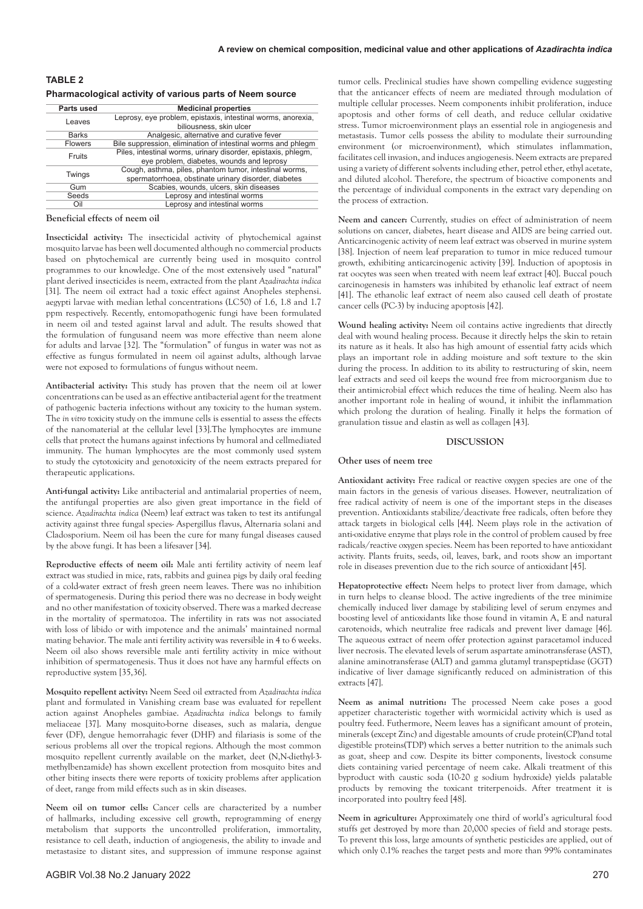**TABLE 2**

**Pharmacological activity of various parts of Neem source**

| Parts used | Medicinal properties |
|---|---|
| Leaves | Leprosy, eye problem, epistaxis, intestinal worms, anorexia, biliousness, skin ulcer |
| Barks | Analgesic, alternative and curative fever |
| Flowers | Bile suppression, elimination of intestinal worms and phlegm |
| Fruits | Piles, intestinal worms, urinary disorder, epistaxis, phlegm, eye problem, diabetes, wounds and leprosy |
| Twings | Cough, asthma, piles, phantom tumor, intestinal worms, spermatorrhoea, obstinate urinary disorder, diabetes |
| Gum | Scabies, wounds, ulcers, skin diseases |
| Seeds | Leprosy and intestinal worms |
| Oil | Leprosy and intestinal worms |

**Beneficial effects of neem oil**

**Insecticidal activity:** The insecticidal activity of phytochemical against mosquito larvae has been well documented although no commercial products based on phytochemical are currently being used in mosquito control programmes to our knowledge. One of the most extensively used "natural" plant derived insecticides is neem, extracted from the plant *Azadirachta indica* [31]. The neem oil extract had a toxic effect against Anopheles stephensi. aegypti larvae with median lethal concentrations (LC50) of 1.6, 1.8 and 1.7 ppm respectively. Recently, entomopathogenic fungi have been formulated in neem oil and tested against larval and adult. The results showed that the formulation of fungusand neem was more effective than neem alone for adults and larvae [32]. The "formulation" of fungus in water was not as effective as fungus formulated in neem oil against adults, although larvae were not exposed to formulations of fungus without neem.

**Antibacterial activity:** This study has proven that the neem oil at lower concentrations can be used as an effective antibacterial agent for the treatment of pathogenic bacteria infections without any toxicity to the human system. The *in vitro* toxicity study on the immune cells is essential to assess the effects of the nanomaterial at the cellular level [33].The lymphocytes are immune cells that protect the humans against infections by humoral and cellmediated immunity. The human lymphocytes are the most commonly used system to study the cytotoxicity and genotoxicity of the neem extracts prepared for therapeutic applications.

**Anti-fungal activity:** Like antibacterial and antimalarial properties of neem, the antifungal properties are also given great importance in the field of science. *Azadirachta indica* (Neem) leaf extract was taken to test its antifungal activity against three fungal species- Aspergillus flavus, Alternaria solani and Cladosporium. Neem oil has been the cure for many fungal diseases caused by the above fungi. It has been a lifesaver [34].

**Reproductive effects of neem oil:** Male anti fertility activity of neem leaf extract was studied in mice, rats, rabbits and guinea pigs by daily oral feeding of a cold-water extract of fresh green neem leaves. There was no inhibition of spermatogenesis. During this period there was no decrease in body weight and no other manifestation of toxicity observed. There was a marked decrease in the mortality of spermatozoa. The infertility in rats was not associated with loss of libido or with impotence and the animals' maintained normal mating behavior. The male anti fertility activity was reversible in 4 to 6 weeks. Neem oil also shows reversible male anti fertility activity in mice without inhibition of spermatogenesis. Thus it does not have any harmful effects on reproductive system [35,36].

**Mosquito repellent activity:** Neem Seed oil extracted from *Azadirachta indica* plant and formulated in Vanishing cream base was evaluated for repellent action against Anopheles gambiae. *Azadirachta indica* belongs to family meliaceae [37]. Many mosquito-borne diseases, such as malaria, dengue fever (DF), dengue hemorrhagic fever (DHF) and filariasis is some of the serious problems all over the tropical regions. Although the most common mosquito repellent currently available on the market, deet (N,N-diethyl-3-methylbenzamide) has shown excellent protection from mosquito bites and other biting insects there were reports of toxicity problems after application of deet, range from mild effects such as in skin diseases.

**Neem oil on tumor cells:** Cancer cells are characterized by a number of hallmarks, including excessive cell growth, reprogramming of energy metabolism that supports the uncontrolled proliferation, immortality, resistance to cell death, induction of angiogenesis, the ability to invade and metastasize to distant sites, and suppression of immune response against tumor cells. Preclinical studies have shown compelling evidence suggesting that the anticancer effects of neem are mediated through modulation of multiple cellular processes. Neem components inhibit proliferation, induce apoptosis and other forms of cell death, and reduce cellular oxidative stress. Tumor microenvironment plays an essential role in angiogenesis and metastasis. Tumor cells possess the ability to modulate their surrounding environment (or microenvironment), which stimulates inflammation, facilitates cell invasion, and induces angiogenesis. Neem extracts are prepared using a variety of different solvents including ether, petrol ether, ethyl acetate, and diluted alcohol. Therefore, the spectrum of bioactive components and the percentage of individual components in the extract vary depending on the process of extraction.

**Neem and cancer:** Currently, studies on effect of administration of neem solutions on cancer, diabetes, heart disease and AIDS are being carried out. Anticarcinogenic activity of neem leaf extract was observed in murine system [38]. Injection of neem leaf preparation to tumor in mice reduced tumour growth, exhibiting anticarcinogenic activity [39]. Induction of apoptosis in rat oocytes was seen when treated with neem leaf extract [40]. Buccal pouch carcinogenesis in hamsters was inhibited by ethanolic leaf extract of neem [41]. The ethanolic leaf extract of neem also caused cell death of prostate cancer cells (PC-3) by inducing apoptosis [42].

**Wound healing activity:** Neem oil contains active ingredients that directly deal with wound healing process. Because it directly helps the skin to retain its nature as it heals. It also has high amount of essential fatty acids which plays an important role in adding moisture and soft texture to the skin during the process. In addition to its ability to restructuring of skin, neem leaf extracts and seed oil keeps the wound free from microorganism due to their antimicrobial effect which reduces the time of healing. Neem also has another important role in healing of wound, it inhibit the inflammation which prolong the duration of healing. Finally it helps the formation of granulation tissue and elastin as well as collagen [43].

## DISCUSSION

**Other uses of neem tree**

**Antioxidant activity:** Free radical or reactive oxygen species are one of the main factors in the genesis of various diseases. However, neutralization of free radical activity of neem is one of the important steps in the diseases prevention. Antioxidants stabilize/deactivate free radicals, often before they attack targets in biological cells [44]. Neem plays role in the activation of anti-oxidative enzyme that plays role in the control of problem caused by free radicals/reactive oxygen species. Neem has been reported to have antioxidant activity. Plants fruits, seeds, oil, leaves, bark, and roots show an important role in diseases prevention due to the rich source of antioxidant [45].

**Hepatoprotective effect:** Neem helps to protect liver from damage, which in turn helps to cleanse blood. The active ingredients of the tree minimize chemically induced liver damage by stabilizing level of serum enzymes and boosting level of antioxidants like those found in vitamin A, E and natural carotenoids, which neutralize free radicals and prevent liver damage [46]. The aqueous extract of neem offer protection against paracetamol induced liver necrosis. The elevated levels of serum aspartate aminotransferase (AST), alanine aminotransferase (ALT) and gamma glutamyl transpeptidase (GGT) indicative of liver damage significantly reduced on administration of this extracts [47].

**Neem as animal nutrition:** The processed Neem cake poses a good appetizer characteristic together with wormicidal activity which is used as poultry feed. Futhermore, Neem leaves has a significant amount of protein, minerals (except Zinc) and digestable amounts of crude protein(CP)and total digestible proteins(TDP) which serves a better nutrition to the animals such as goat, sheep and cow. Despite its bitter components, livestock consume diets containing varied percentage of neem cake. Alkali treatment of this byproduct with caustic soda (10-20 g sodium hydroxide) yields palatable products by removing the toxicant triterpenoids. After treatment it is incorporated into poultry feed [48].

**Neem in agriculture:** Approximately one third of world's agricultural food stuffs get destroyed by more than 20,000 species of field and storage pests. To prevent this loss, large amounts of synthetic pesticides are applied, out of which only 0.1% reaches the target pests and more than 99% contaminates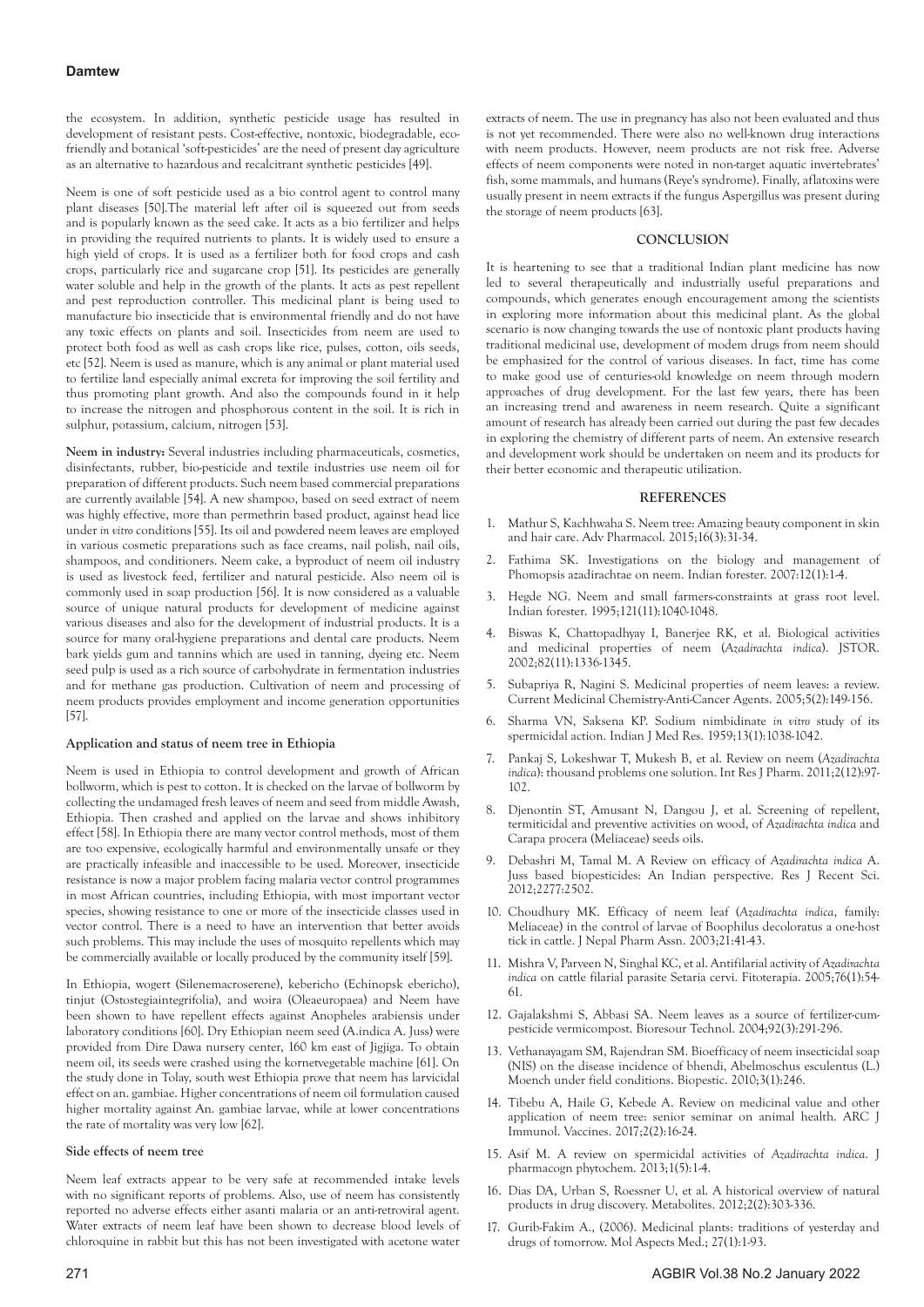the ecosystem. In addition, synthetic pesticide usage has resulted in development of resistant pests. Cost-effective, nontoxic, biodegradable, eco-friendly and botanical 'soft-pesticides' are the need of present day agriculture as an alternative to hazardous and recalcitrant synthetic pesticides [49].

Neem is one of soft pesticide used as a bio control agent to control many plant diseases [50].The material left after oil is squeezed out from seeds and is popularly known as the seed cake. It acts as a bio fertilizer and helps in providing the required nutrients to plants. It is widely used to ensure a high yield of crops. It is used as a fertilizer both for food crops and cash crops, particularly rice and sugarcane crop [51]. Its pesticides are generally water soluble and help in the growth of the plants. It acts as pest repellent and pest reproduction controller. This medicinal plant is being used to manufacture bio insecticide that is environmental friendly and do not have any toxic effects on plants and soil. Insecticides from neem are used to protect both food as well as cash crops like rice, pulses, cotton, oils seeds, etc [52]. Neem is used as manure, which is any animal or plant material used to fertilize land especially animal excreta for improving the soil fertility and thus promoting plant growth. And also the compounds found in it help to increase the nitrogen and phosphorous content in the soil. It is rich in sulphur, potassium, calcium, nitrogen [53].

**Neem in industry:** Several industries including pharmaceuticals, cosmetics, disinfectants, rubber, bio-pesticide and textile industries use neem oil for preparation of different products. Such neem based commercial preparations are currently available [54]. A new shampoo, based on seed extract of neem was highly effective, more than permethrin based product, against head lice under *in vitro* conditions [55]. Its oil and powdered neem leaves are employed in various cosmetic preparations such as face creams, nail polish, nail oils, shampoos, and conditioners. Neem cake, a byproduct of neem oil industry is used as livestock feed, fertilizer and natural pesticide. Also neem oil is commonly used in soap production [56]. It is now considered as a valuable source of unique natural products for development of medicine against various diseases and also for the development of industrial products. It is a source for many oral-hygiene preparations and dental care products. Neem bark yields gum and tannins which are used in tanning, dyeing etc. Neem seed pulp is used as a rich source of carbohydrate in fermentation industries and for methane gas production. Cultivation of neem and processing of neem products provides employment and income generation opportunities [57].

### Application and status of neem tree in Ethiopia

Neem is used in Ethiopia to control development and growth of African bollworm, which is pest to cotton. It is checked on the larvae of bollworm by collecting the undamaged fresh leaves of neem and seed from middle Awash, Ethiopia. Then crashed and applied on the larvae and shows inhibitory effect [58]. In Ethiopia there are many vector control methods, most of them are too expensive, ecologically harmful and environmentally unsafe or they are practically infeasible and inaccessible to be used. Moreover, insecticide resistance is now a major problem facing malaria vector control programmes in most African countries, including Ethiopia, with most important vector species, showing resistance to one or more of the insecticide classes used in vector control. There is a need to have an intervention that better avoids such problems. This may include the uses of mosquito repellents which may be commercially available or locally produced by the community itself [59].

In Ethiopia, wogert (Silenemacroserene), kebericho (Echinopsk ebericho), tinjut (Ostostegiaintegrifolia), and woira (Oleaeuropaea) and Neem have been shown to have repellent effects against Anopheles arabiensis under laboratory conditions [60]. Dry Ethiopian neem seed (A.indica A. Juss) were provided from Dire Dawa nursery center, 160 km east of Jigjiga. To obtain neem oil, its seeds were crashed using the kornetvegetable machine [61]. On the study done in Tolay, south west Ethiopia prove that neem has larvicidal effect on an. gambiae. Higher concentrations of neem oil formulation caused higher mortality against An. gambiae larvae, while at lower concentrations the rate of mortality was very low [62].

### Side effects of neem tree

Neem leaf extracts appear to be very safe at recommended intake levels with no significant reports of problems. Also, use of neem has consistently reported no adverse effects either asanti malaria or an anti-retroviral agent. Water extracts of neem leaf have been shown to decrease blood levels of chloroquine in rabbit but this has not been investigated with acetone water extracts of neem. The use in pregnancy has also not been evaluated and thus is not yet recommended. There were also no well-known drug interactions with neem products. However, neem products are not risk free. Adverse effects of neem components were noted in non-target aquatic invertebrates' fish, some mammals, and humans (Reye's syndrome). Finally, aflatoxins were usually present in neem extracts if the fungus Aspergillus was present during the storage of neem products [63].

## CONCLUSION

It is heartening to see that a traditional Indian plant medicine has now led to several therapeutically and industrially useful preparations and compounds, which generates enough encouragement among the scientists in exploring more information about this medicinal plant. As the global scenario is now changing towards the use of nontoxic plant products having traditional medicinal use, development of modem drugs from neem should be emphasized for the control of various diseases. In fact, time has come to make good use of centuries-old knowledge on neem through modern approaches of drug development. For the last few years, there has been an increasing trend and awareness in neem research. Quite a significant amount of research has already been carried out during the past few decades in exploring the chemistry of different parts of neem. An extensive research and development work should be undertaken on neem and its products for their better economic and therapeutic utilization.

## REFERENCES

1. Mathur S, Kachhwaha S. Neem tree: Amazing beauty component in skin and hair care. Adv Pharmacol. 2015;16(3):31-34.
2. Fathima SK. Investigations on the biology and management of Phomopsis azadirachtae on neem. Indian forester. 2007:12(1):1-4.
3. Hegde NG. Neem and small farmers-constraints at grass root level. Indian forester. 1995;121(11):1040-1048.
4. Biswas K, Chattopadhyay I, Banerjee RK, et al. Biological activities and medicinal properties of neem (*Azadirachta indica*). JSTOR. 2002;82(11):1336-1345.
5. Subapriya R, Nagini S. Medicinal properties of neem leaves: a review. Current Medicinal Chemistry-Anti-Cancer Agents. 2005;5(2):149-156.
6. Sharma VN, Saksena KP. Sodium nimbidinate *in vitro* study of its spermicidal action. Indian J Med Res. 1959;13(1):1038-1042.
7. Pankaj S, Lokeshwar T, Mukesh B, et al. Review on neem (*Azadirachta indica*): thousand problems one solution. Int Res J Pharm. 2011;2(12):97-102.
8. Djenontin ST, Amusant N, Dangou J, et al. Screening of repellent, termiticidal and preventive activities on wood, of *Azadirachta indica* and Carapa procera (Meliaceae) seeds oils.
9. Debashri M, Tamal M. A Review on efficacy of *Azadirachta indica* A. Juss based biopesticides: An Indian perspective. Res J Recent Sci. 2012;2277:2502.
10. Choudhury MK. Efficacy of neem leaf (*Azadirachta indica*, family: Meliaceae) in the control of larvae of Boophilus decoloratus a one-host tick in cattle. J Nepal Pharm Assn. 2003;21:41-43.
11. Mishra V, Parveen N, Singhal KC, et al. Antifilarial activity of *Azadirachta indica* on cattle filarial parasite Setaria cervi. Fitoterapia. 2005;76(1):54-61.
12. Gajalakshmi S, Abbasi SA. Neem leaves as a source of fertilizer-cum-pesticide vermicompost. Bioresour Technol. 2004;92(3):291-296.
13. Vethanayagam SM, Rajendran SM. Bioefficacy of neem insecticidal soap (NIS) on the disease incidence of bhendi, Abelmoschus esculentus (L.) Moench under field conditions. Biopestic. 2010;3(1):246.
14. Tibebu A, Haile G, Kebede A. Review on medicinal value and other application of neem tree: senior seminar on animal health. ARC J Immunol. Vaccines. 2017;2(2):16-24.
15. Asif M. A review on spermicidal activities of *Azadirachta indica*. J pharmacogn phytochem. 2013;1(5):1-4.
16. Dias DA, Urban S, Roessner U, et al. A historical overview of natural products in drug discovery. Metabolites. 2012;2(2):303-336.
17. Gurib-Fakim A., (2006). Medicinal plants: traditions of yesterday and drugs of tomorrow. Mol Aspects Med.; 27(1):1-93.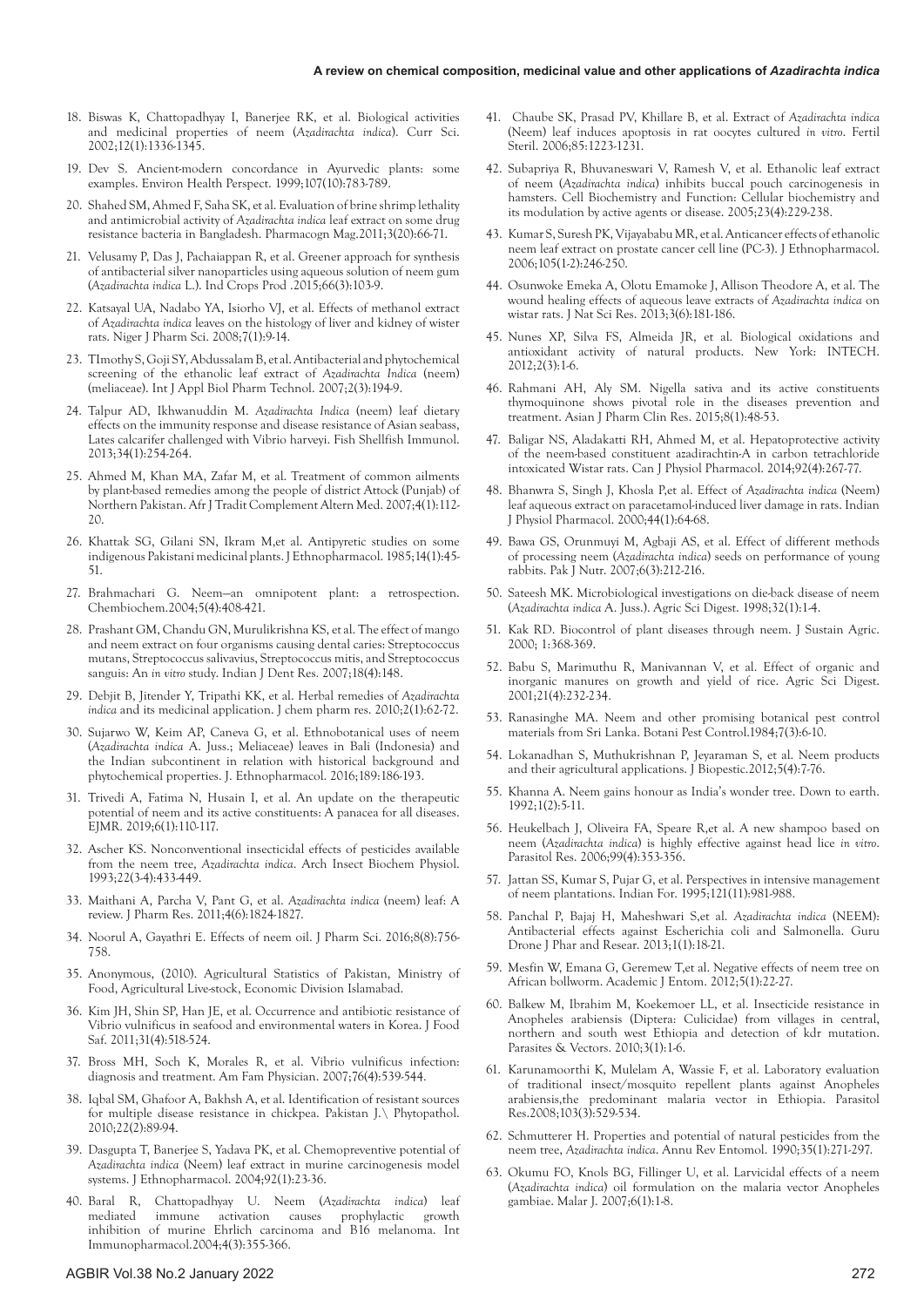18. Biswas K, Chattopadhyay I, Banerjee RK, et al. Biological activities and medicinal properties of neem (*Azadirachta indica*). Curr Sci. 2002;12(1):1336-1345.

19. Dev S. Ancient-modern concordance in Ayurvedic plants: some examples. Environ Health Perspect. 1999;107(10):783-789.

20. Shahed SM, Ahmed F, Saha SK, et al. Evaluation of brine shrimp lethality and antimicrobial activity of *Azadirachta indica* leaf extract on some drug resistance bacteria in Bangladesh. Pharmacogn Mag.2011;3(20):66-71.

21. Velusamy P, Das J, Pachaiappan R, et al. Greener approach for synthesis of antibacterial silver nanoparticles using aqueous solution of neem gum (*Azadirachta indica* L.). Ind Crops Prod .2015;66(3):103-9.

22. Katsayal UA, Nadabo YA, Isiorho VJ, et al. Effects of methanol extract of *Azadirachta indica* leaves on the histology of liver and kidney of wister rats. Niger J Pharm Sci. 2008;7(1):9-14.

23. TImothy S, Goji SY, Abdussalam B, et al. Antibacterial and phytochemical screening of the ethanolic leaf extract of *Azadirachta Indica* (neem) (meliaceae). Int J Appl Biol Pharm Technol. 2007;2(3):194-9.

24. Talpur AD, Ikhwanuddin M. *Azadirachta Indica* (neem) leaf dietary effects on the immunity response and disease resistance of Asian seabass, Lates calcarifer challenged with Vibrio harveyi. Fish Shellfish Immunol. 2013;34(1):254-264.

25. Ahmed M, Khan MA, Zafar M, et al. Treatment of common ailments by plant-based remedies among the people of district Attock (Punjab) of Northern Pakistan. Afr J Tradit Complement Altern Med. 2007;4(1):112-20.

26. Khattak SG, Gilani SN, Ikram M,et al. Antipyretic studies on some indigenous Pakistani medicinal plants. J Ethnopharmacol. 1985;14(1):45-51.

27. Brahmachari G. Neem—an omnipotent plant: a retrospection. Chembiochem.2004;5(4):408-421.

28. Prashant GM, Chandu GN, Murulikrishna KS, et al. The effect of mango and neem extract on four organisms causing dental caries: Streptococcus mutans, Streptococcus salivavius, Streptococcus mitis, and Streptococcus sanguis: An *in vitro* study. Indian J Dent Res. 2007;18(4):148.

29. Debjit B, Jitender Y, Tripathi KK, et al. Herbal remedies of *Azadirachta indica* and its medicinal application. J chem pharm res. 2010;2(1):62-72.

30. Sujarwo W, Keim AP, Caneva G, et al. Ethnobotanical uses of neem (*Azadirachta indica* A. Juss.; Meliaceae) leaves in Bali (Indonesia) and the Indian subcontinent in relation with historical background and phytochemical properties. J. Ethnopharmacol. 2016;189:186-193.

31. Trivedi A, Fatima N, Husain I, et al. An update on the therapeutic potential of neem and its active constituents: A panacea for all diseases. EJMR. 2019;6(1):110-117.

32. Ascher KS. Nonconventional insecticidal effects of pesticides available from the neem tree, *Azadirachta indica*. Arch Insect Biochem Physiol. 1993;22(3-4):433-449.

33. Maithani A, Parcha V, Pant G, et al. *Azadirachta indica* (neem) leaf: A review. J Pharm Res. 2011;4(6):1824-1827.

34. Noorul A, Gayathri E. Effects of neem oil. J Pharm Sci. 2016;8(8):756-758.

35. Anonymous, (2010). Agricultural Statistics of Pakistan, Ministry of Food, Agricultural Live-stock, Economic Division Islamabad.

36. Kim JH, Shin SP, Han JE, et al. Occurrence and antibiotic resistance of Vibrio vulnificus in seafood and environmental waters in Korea. J Food Saf. 2011;31(4):518-524.

37. Bross MH, Soch K, Morales R, et al. Vibrio vulnificus infection: diagnosis and treatment. Am Fam Physician. 2007;76(4):539-544.

38. Iqbal SM, Ghafoor A, Bakhsh A, et al. Identification of resistant sources for multiple disease resistance in chickpea. Pakistan J.\ Phytopathol. 2010;22(2):89-94.

39. Dasgupta T, Banerjee S, Yadava PK, et al. Chemopreventive potential of *Azadirachta indica* (Neem) leaf extract in murine carcinogenesis model systems. J Ethnopharmacol. 2004;92(1):23-36.

40. Baral R, Chattopadhyay U. Neem (*Azadirachta indica*) leaf mediated immune activation causes prophylactic growth inhibition of murine Ehrlich carcinoma and B16 melanoma. Int Immunopharmacol.2004;4(3):355-366.

41. Chaube SK, Prasad PV, Khillare B, et al. Extract of *Azadirachta indica* (Neem) leaf induces apoptosis in rat oocytes cultured *in vitro*. Fertil Steril. 2006;85:1223-1231.

42. Subapriya R, Bhuvaneswari V, Ramesh V, et al. Ethanolic leaf extract of neem (*Azadirachta indica*) inhibits buccal pouch carcinogenesis in hamsters. Cell Biochemistry and Function: Cellular biochemistry and its modulation by active agents or disease. 2005;23(4):229-238.

43. Kumar S, Suresh PK, Vijayababu MR, et al. Anticancer effects of ethanolic neem leaf extract on prostate cancer cell line (PC-3). J Ethnopharmacol. 2006;105(1-2):246-250.

44. Osunwoke Emeka A, Olotu Emamoke J, Allison Theodore A, et al. The wound healing effects of aqueous leave extracts of *Azadirachta indica* on wistar rats. J Nat Sci Res. 2013;3(6):181-186.

45. Nunes XP, Silva FS, Almeida JR, et al. Biological oxidations and antioxidant activity of natural products. New York: INTECH. 2012;2(3):1-6.

46. Rahmani AH, Aly SM. Nigella sativa and its active constituents thymoquinone shows pivotal role in the diseases prevention and treatment. Asian J Pharm Clin Res. 2015;8(1):48-53.

47. Baligar NS, Aladakatti RH, Ahmed M, et al. Hepatoprotective activity of the neem-based constituent azadirachtin-A in carbon tetrachloride intoxicated Wistar rats. Can J Physiol Pharmacol. 2014;92(4):267-77.

48. Bhanwra S, Singh J, Khosla P,et al. Effect of *Azadirachta indica* (Neem) leaf aqueous extract on paracetamol-induced liver damage in rats. Indian J Physiol Pharmacol. 2000;44(1):64-68.

49. Bawa GS, Orunmuyi M, Agbaji AS, et al. Effect of different methods of processing neem (*Azadirachta indica*) seeds on performance of young rabbits. Pak J Nutr. 2007;6(3):212-216.

50. Sateesh MK. Microbiological investigations on die-back disease of neem (*Azadirachta indica* A. Juss.). Agric Sci Digest. 1998;32(1):1-4.

51. Kak RD. Biocontrol of plant diseases through neem. J Sustain Agric. 2000; 1:368-369.

52. Babu S, Marimuthu R, Manivannan V, et al. Effect of organic and inorganic manures on growth and yield of rice. Agric Sci Digest. 2001;21(4):232-234.

53. Ranasinghe MA. Neem and other promising botanical pest control materials from Sri Lanka. Botani Pest Control.1984;7(3):6-10.

54. Lokanadhan S, Muthukrishnan P, Jeyaraman S, et al. Neem products and their agricultural applications. J Biopestic.2012;5(4):7-76.

55. Khanna A. Neem gains honour as India's wonder tree. Down to earth. 1992;1(2):5-11.

56. Heukelbach J, Oliveira FA, Speare R,et al. A new shampoo based on neem (*Azadirachta indica*) is highly effective against head lice *in vitro*. Parasitol Res. 2006;99(4):353-356.

57. Jattan SS, Kumar S, Pujar G, et al. Perspectives in intensive management of neem plantations. Indian For. 1995;121(11):981-988.

58. Panchal P, Bajaj H, Maheshwari S,et al. *Azadirachta indica* (NEEM): Antibacterial effects against Escherichia coli and Salmonella. Guru Drone J Phar and Resear. 2013;1(1):18-21.

59. Mesfin W, Emana G, Geremew T,et al. Negative effects of neem tree on African bollworm. Academic J Entom. 2012;5(1):22-27.

60. Balkew M, Ibrahim M, Koekemoer LL, et al. Insecticide resistance in Anopheles arabiensis (Diptera: Culicidae) from villages in central, northern and south west Ethiopia and detection of kdr mutation. Parasites & Vectors. 2010;3(1):1-6.

61. Karunamoorthi K, Mulelam A, Wassie F, et al. Laboratory evaluation of traditional insect/mosquito repellent plants against Anopheles arabiensis,the predominant malaria vector in Ethiopia. Parasitol Res.2008;103(3):529-534.

62. Schmutterer H. Properties and potential of natural pesticides from the neem tree, *Azadirachta indica*. Annu Rev Entomol. 1990;35(1):271-297.

63. Okumu FO, Knols BG, Fillinger U, et al. Larvicidal effects of a neem (*Azadirachta indica*) oil formulation on the malaria vector Anopheles gambiae. Malar J. 2007;6(1):1-8.